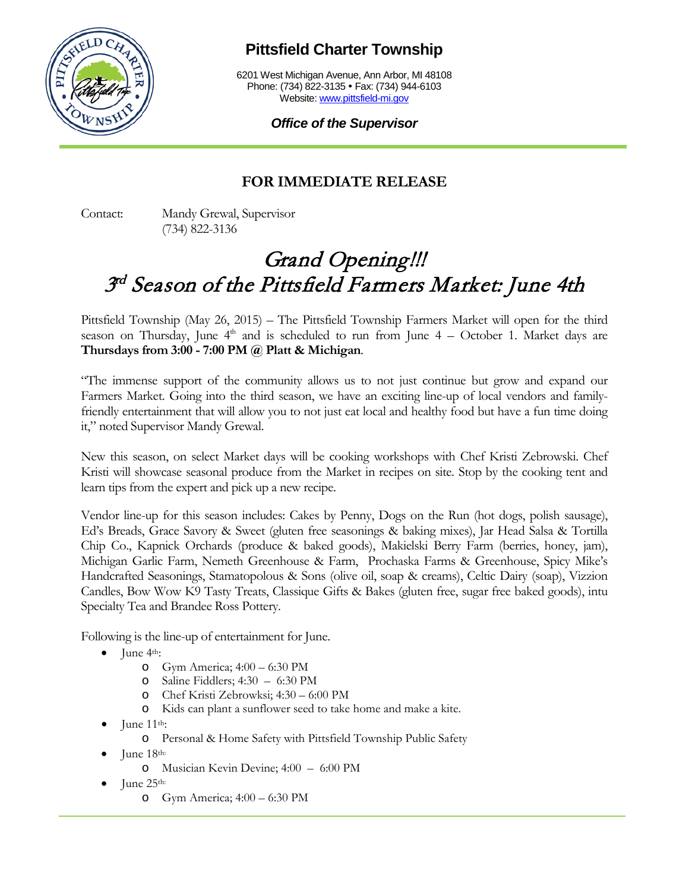# Pittsfield Charter Township

6201 West Michigan Avenue, Ann Arbor, MI 48108
Phone: (734) 822-3135 • Fax: (734) 944-6103
Website: www.pittsfield-mi.gov

***Office of the Supervisor***

## FOR IMMEDIATE RELEASE

Contact: Mandy Grewal, Supervisor
(734) 822-3136

# *Grand Opening!!!*
# *3rd Season of the Pittsfield Farmers Market: June 4th*

Pittsfield Township (May 26, 2015) – The Pittsfield Township Farmers Market will open for the third season on Thursday, June 4th and is scheduled to run from June 4 – October 1. Market days are **Thursdays from 3:00 - 7:00 PM @ Platt & Michigan**.

"The immense support of the community allows us to not just continue but grow and expand our Farmers Market. Going into the third season, we have an exciting line-up of local vendors and family-friendly entertainment that will allow you to not just eat local and healthy food but have a fun time doing it," noted Supervisor Mandy Grewal.

New this season, on select Market days will be cooking workshops with Chef Kristi Zebrowski. Chef Kristi will showcase seasonal produce from the Market in recipes on site. Stop by the cooking tent and learn tips from the expert and pick up a new recipe.

Vendor line-up for this season includes: Cakes by Penny, Dogs on the Run (hot dogs, polish sausage), Ed's Breads, Grace Savory & Sweet (gluten free seasonings & baking mixes), Jar Head Salsa & Tortilla Chip Co., Kapnick Orchards (produce & baked goods), Makielski Berry Farm (berries, honey, jam), Michigan Garlic Farm, Nemeth Greenhouse & Farm, Prochaska Farms & Greenhouse, Spicy Mike's Handcrafted Seasonings, Stamatopolous & Sons (olive oil, soap & creams), Celtic Dairy (soap), Vizzion Candles, Bow Wow K9 Tasty Treats, Classique Gifts & Bakes (gluten free, sugar free baked goods), intu Specialty Tea and Brandee Ross Pottery.

Following is the line-up of entertainment for June.

- June 4th:
  - Gym America; 4:00 – 6:30 PM
  - Saline Fiddlers; 4:30 – 6:30 PM
  - Chef Kristi Zebrowksi; 4:30 – 6:00 PM
  - Kids can plant a sunflower seed to take home and make a kite.
- June 11th:
  - Personal & Home Safety with Pittsfield Township Public Safety
- June 18th:
  - Musician Kevin Devine; 4:00 – 6:00 PM
- June 25th:
  - Gym America; 4:00 – 6:30 PM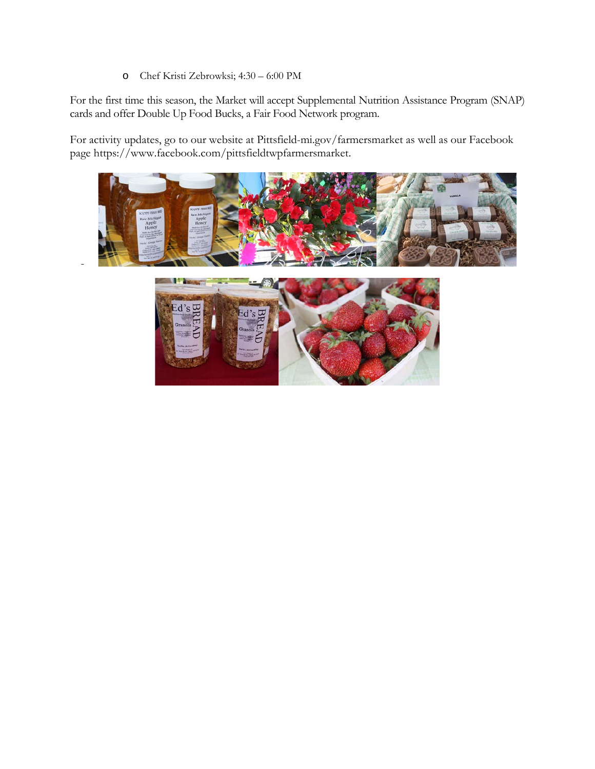- Chef Kristi Zebrowksi; 4:30 – 6:00 PM

For the first time this season, the Market will accept Supplemental Nutrition Assistance Program (SNAP) cards and offer Double Up Food Bucks, a Fair Food Network program.

For activity updates, go to our website at Pittsfield-mi.gov/farmersmarket as well as our Facebook page https://www.facebook.com/pittsfieldtwpfarmersmarket.